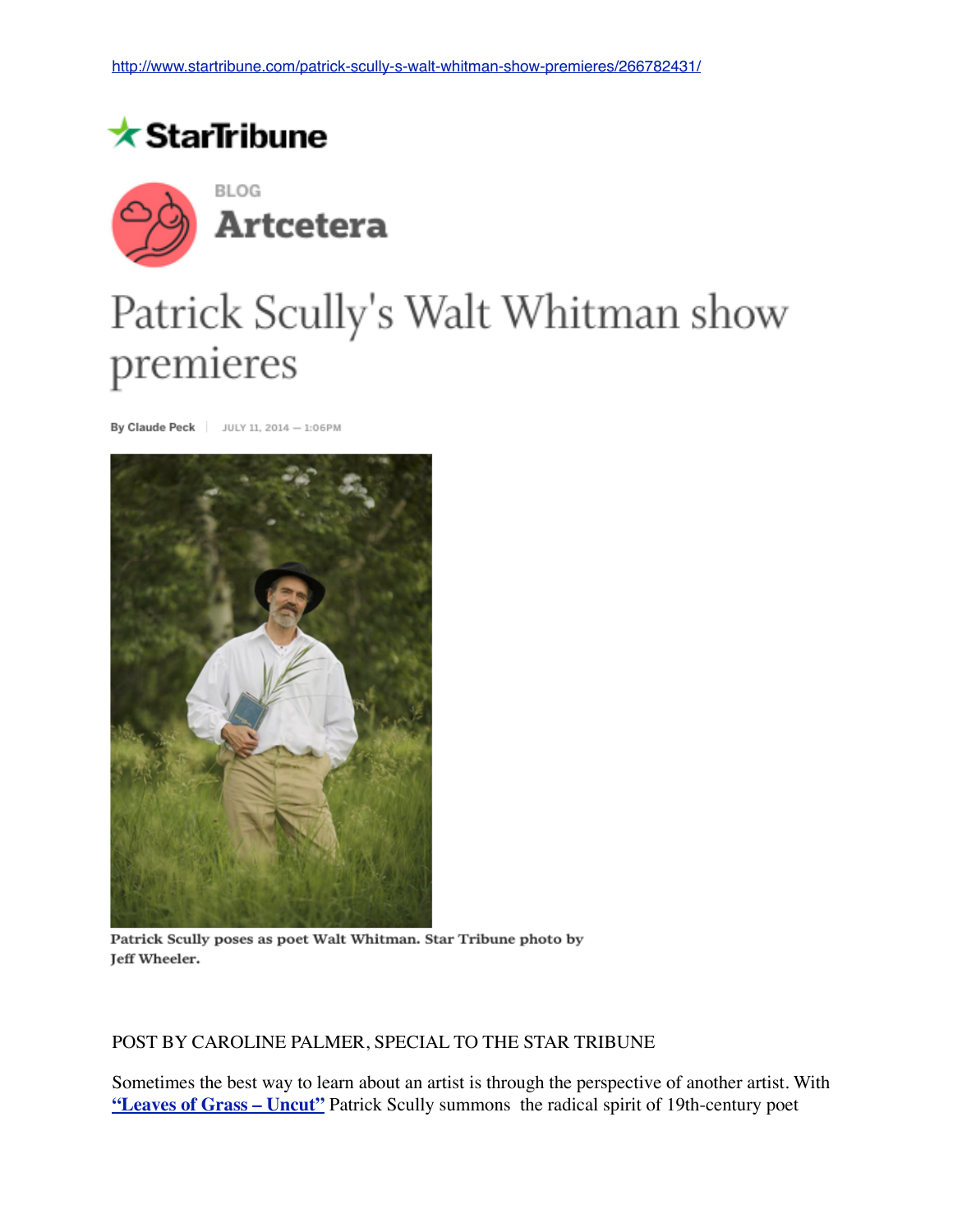http://www.startribune.com/patrick-scully-s-walt-whitman-show-premieres/266782431/

StarTribune

BLOG

**Artcetera**

# Patrick Scully's Walt Whitman show premieres

**By Claude Peck** | JULY 11, 2014 — 1:06PM

**Patrick Scully poses as poet Walt Whitman. Star Tribune photo by Jeff Wheeler.**

POST BY CAROLINE PALMER, SPECIAL TO THE STAR TRIBUNE

Sometimes the best way to learn about an artist is through the perspective of another artist. With **"Leaves of Grass – Uncut"** Patrick Scully summons the radical spirit of 19th-century poet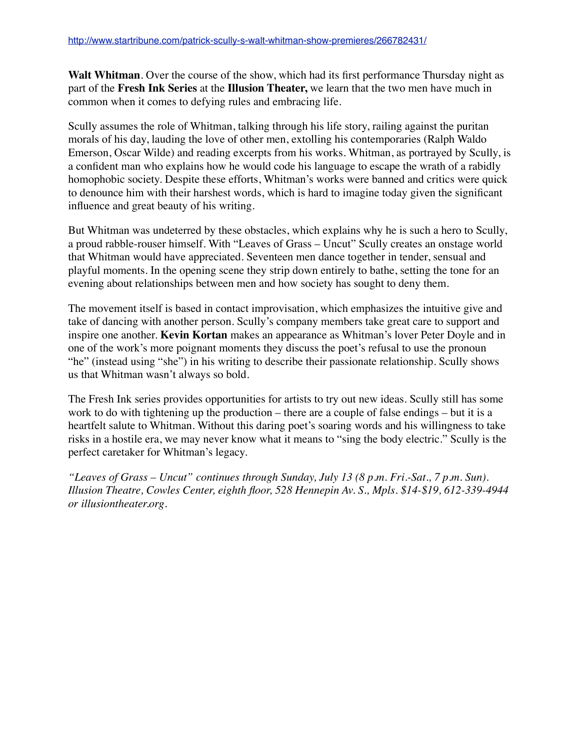http://www.startribune.com/patrick-scully-s-walt-whitman-show-premieres/266782431/

**Walt Whitman**. Over the course of the show, which had its first performance Thursday night as part of the **Fresh Ink Series** at the **Illusion Theater,** we learn that the two men have much in common when it comes to defying rules and embracing life.

Scully assumes the role of Whitman, talking through his life story, railing against the puritan morals of his day, lauding the love of other men, extolling his contemporaries (Ralph Waldo Emerson, Oscar Wilde) and reading excerpts from his works. Whitman, as portrayed by Scully, is a confident man who explains how he would code his language to escape the wrath of a rabidly homophobic society. Despite these efforts, Whitman's works were banned and critics were quick to denounce him with their harshest words, which is hard to imagine today given the significant influence and great beauty of his writing.

But Whitman was undeterred by these obstacles, which explains why he is such a hero to Scully, a proud rabble-rouser himself. With "Leaves of Grass – Uncut" Scully creates an onstage world that Whitman would have appreciated. Seventeen men dance together in tender, sensual and playful moments. In the opening scene they strip down entirely to bathe, setting the tone for an evening about relationships between men and how society has sought to deny them.

The movement itself is based in contact improvisation, which emphasizes the intuitive give and take of dancing with another person. Scully's company members take great care to support and inspire one another. **Kevin Kortan** makes an appearance as Whitman's lover Peter Doyle and in one of the work's more poignant moments they discuss the poet's refusal to use the pronoun "he" (instead using "she") in his writing to describe their passionate relationship. Scully shows us that Whitman wasn't always so bold.

The Fresh Ink series provides opportunities for artists to try out new ideas. Scully still has some work to do with tightening up the production – there are a couple of false endings – but it is a heartfelt salute to Whitman. Without this daring poet's soaring words and his willingness to take risks in a hostile era, we may never know what it means to "sing the body electric." Scully is the perfect caretaker for Whitman's legacy.

*"Leaves of Grass – Uncut" continues through Sunday, July 13 (8 p.m. Fri.-Sat., 7 p.m. Sun). Illusion Theatre, Cowles Center, eighth floor, 528 Hennepin Av. S., Mpls. $14-$19, 612-339-4944 or illusiontheater.org.*